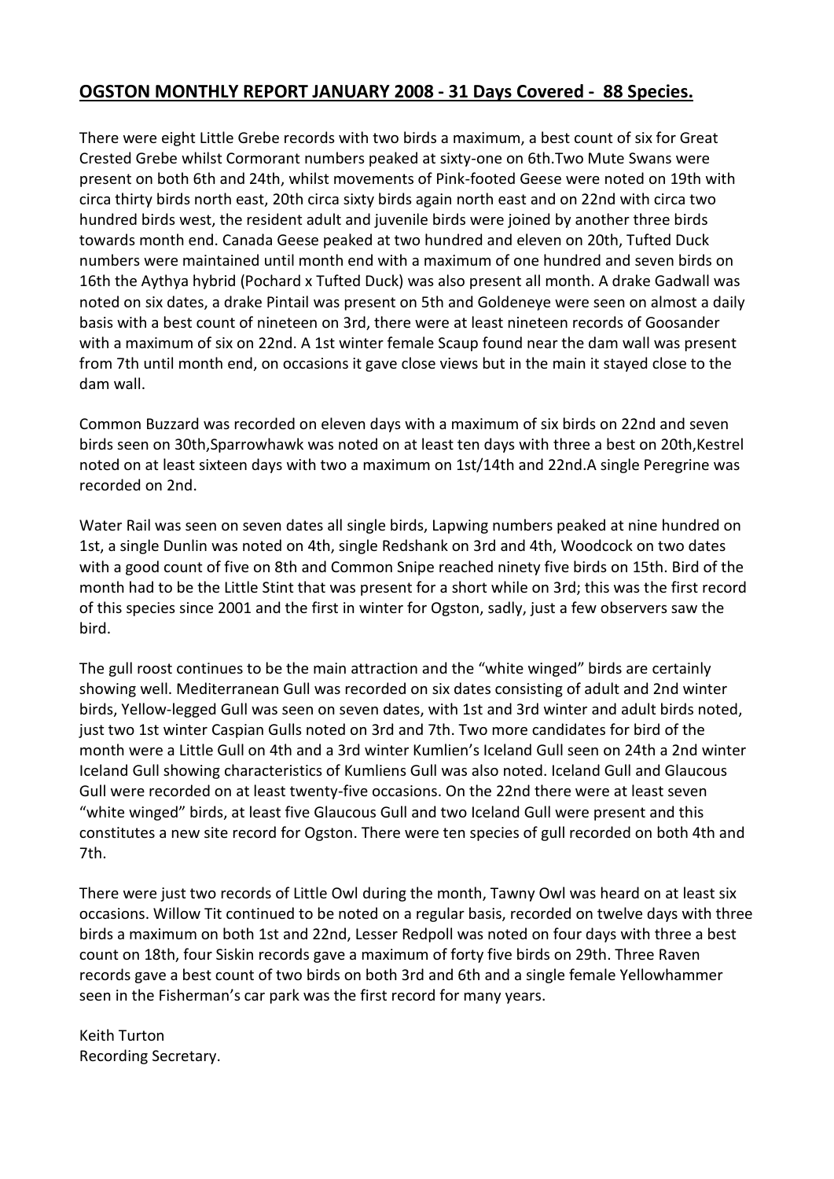# OGSTON MONTHLY REPORT JANUARY 2008 - 31 Days Covered - 88 Species.

There were eight Little Grebe records with two birds a maximum, a best count of six for Great Crested Grebe whilst Cormorant numbers peaked at sixty-one on 6th.Two Mute Swans were present on both 6th and 24th, whilst movements of Pink-footed Geese were noted on 19th with circa thirty birds north east, 20th circa sixty birds again north east and on 22nd with circa two hundred birds west, the resident adult and juvenile birds were joined by another three birds towards month end. Canada Geese peaked at two hundred and eleven on 20th, Tufted Duck numbers were maintained until month end with a maximum of one hundred and seven birds on 16th the Aythya hybrid (Pochard x Tufted Duck) was also present all month. A drake Gadwall was noted on six dates, a drake Pintail was present on 5th and Goldeneye were seen on almost a daily basis with a best count of nineteen on 3rd, there were at least nineteen records of Goosander with a maximum of six on 22nd. A 1st winter female Scaup found near the dam wall was present from 7th until month end, on occasions it gave close views but in the main it stayed close to the dam wall.

Common Buzzard was recorded on eleven days with a maximum of six birds on 22nd and seven birds seen on 30th,Sparrowhawk was noted on at least ten days with three a best on 20th,Kestrel noted on at least sixteen days with two a maximum on 1st/14th and 22nd.A single Peregrine was recorded on 2nd.

Water Rail was seen on seven dates all single birds, Lapwing numbers peaked at nine hundred on 1st, a single Dunlin was noted on 4th, single Redshank on 3rd and 4th, Woodcock on two dates with a good count of five on 8th and Common Snipe reached ninety five birds on 15th. Bird of the month had to be the Little Stint that was present for a short while on 3rd; this was the first record of this species since 2001 and the first in winter for Ogston, sadly, just a few observers saw the bird.

The gull roost continues to be the main attraction and the "white winged" birds are certainly showing well. Mediterranean Gull was recorded on six dates consisting of adult and 2nd winter birds, Yellow-legged Gull was seen on seven dates, with 1st and 3rd winter and adult birds noted, just two 1st winter Caspian Gulls noted on 3rd and 7th. Two more candidates for bird of the month were a Little Gull on 4th and a 3rd winter Kumlien's Iceland Gull seen on 24th a 2nd winter Iceland Gull showing characteristics of Kumliens Gull was also noted. Iceland Gull and Glaucous Gull were recorded on at least twenty-five occasions. On the 22nd there were at least seven "white winged" birds, at least five Glaucous Gull and two Iceland Gull were present and this constitutes a new site record for Ogston. There were ten species of gull recorded on both 4th and 7th.

There were just two records of Little Owl during the month, Tawny Owl was heard on at least six occasions. Willow Tit continued to be noted on a regular basis, recorded on twelve days with three birds a maximum on both 1st and 22nd, Lesser Redpoll was noted on four days with three a best count on 18th, four Siskin records gave a maximum of forty five birds on 29th. Three Raven records gave a best count of two birds on both 3rd and 6th and a single female Yellowhammer seen in the Fisherman's car park was the first record for many years.

Keith Turton
Recording Secretary.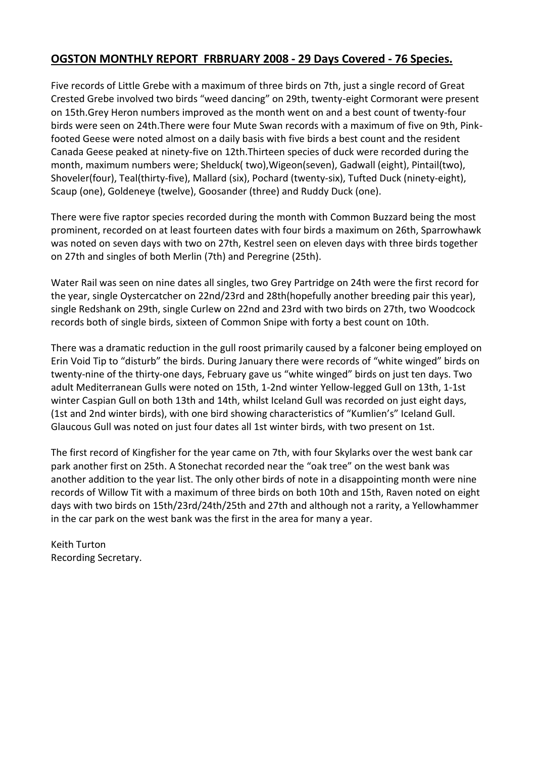## **OGSTON MONTHLY REPORT FRBRUARY 2008 - 29 Days Covered - 76 Species.**

Five records of Little Grebe with a maximum of three birds on 7th, just a single record of Great Crested Grebe involved two birds "weed dancing" on 29th, twenty-eight Cormorant were present on 15th.Grey Heron numbers improved as the month went on and a best count of twenty-four birds were seen on 24th.There were four Mute Swan records with a maximum of five on 9th, Pink-footed Geese were noted almost on a daily basis with five birds a best count and the resident Canada Geese peaked at ninety-five on 12th.Thirteen species of duck were recorded during the month, maximum numbers were; Shelduck( two),Wigeon(seven), Gadwall (eight), Pintail(two), Shoveler(four), Teal(thirty-five), Mallard (six), Pochard (twenty-six), Tufted Duck (ninety-eight), Scaup (one), Goldeneye (twelve), Goosander (three) and Ruddy Duck (one).

There were five raptor species recorded during the month with Common Buzzard being the most prominent, recorded on at least fourteen dates with four birds a maximum on 26th, Sparrowhawk was noted on seven days with two on 27th, Kestrel seen on eleven days with three birds together on 27th and singles of both Merlin (7th) and Peregrine (25th).

Water Rail was seen on nine dates all singles, two Grey Partridge on 24th were the first record for the year, single Oystercatcher on 22nd/23rd and 28th(hopefully another breeding pair this year), single Redshank on 29th, single Curlew on 22nd and 23rd with two birds on 27th, two Woodcock records both of single birds, sixteen of Common Snipe with forty a best count on 10th.

There was a dramatic reduction in the gull roost primarily caused by a falconer being employed on Erin Void Tip to "disturb" the birds. During January there were records of "white winged" birds on twenty-nine of the thirty-one days, February gave us "white winged" birds on just ten days. Two adult Mediterranean Gulls were noted on 15th, 1-2nd winter Yellow-legged Gull on 13th, 1-1st winter Caspian Gull on both 13th and 14th, whilst Iceland Gull was recorded on just eight days, (1st and 2nd winter birds), with one bird showing characteristics of "Kumlien's" Iceland Gull. Glaucous Gull was noted on just four dates all 1st winter birds, with two present on 1st.

The first record of Kingfisher for the year came on 7th, with four Skylarks over the west bank car park another first on 25th. A Stonechat recorded near the "oak tree" on the west bank was another addition to the year list. The only other birds of note in a disappointing month were nine records of Willow Tit with a maximum of three birds on both 10th and 15th, Raven noted on eight days with two birds on 15th/23rd/24th/25th and 27th and although not a rarity, a Yellowhammer in the car park on the west bank was the first in the area for many a year.

Keith Turton
Recording Secretary.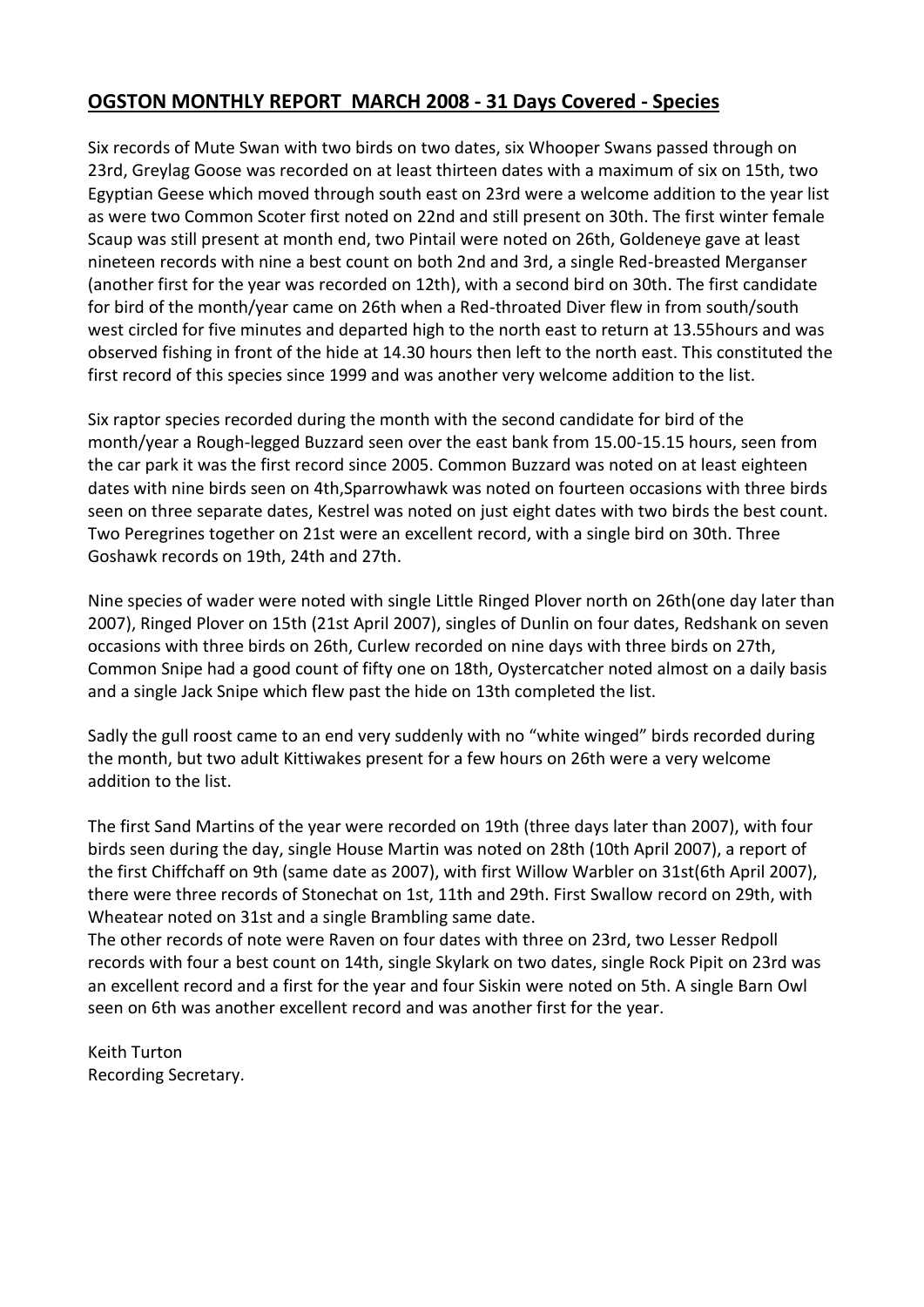## OGSTON MONTHLY REPORT MARCH 2008 - 31 Days Covered - Species

Six records of Mute Swan with two birds on two dates, six Whooper Swans passed through on 23rd, Greylag Goose was recorded on at least thirteen dates with a maximum of six on 15th, two Egyptian Geese which moved through south east on 23rd were a welcome addition to the year list as were two Common Scoter first noted on 22nd and still present on 30th. The first winter female Scaup was still present at month end, two Pintail were noted on 26th, Goldeneye gave at least nineteen records with nine a best count on both 2nd and 3rd, a single Red-breasted Merganser (another first for the year was recorded on 12th), with a second bird on 30th. The first candidate for bird of the month/year came on 26th when a Red-throated Diver flew in from south/south west circled for five minutes and departed high to the north east to return at 13.55hours and was observed fishing in front of the hide at 14.30 hours then left to the north east. This constituted the first record of this species since 1999 and was another very welcome addition to the list.

Six raptor species recorded during the month with the second candidate for bird of the month/year a Rough-legged Buzzard seen over the east bank from 15.00-15.15 hours, seen from the car park it was the first record since 2005. Common Buzzard was noted on at least eighteen dates with nine birds seen on 4th,Sparrowhawk was noted on fourteen occasions with three birds seen on three separate dates, Kestrel was noted on just eight dates with two birds the best count. Two Peregrines together on 21st were an excellent record, with a single bird on 30th. Three Goshawk records on 19th, 24th and 27th.

Nine species of wader were noted with single Little Ringed Plover north on 26th(one day later than 2007), Ringed Plover on 15th (21st April 2007), singles of Dunlin on four dates, Redshank on seven occasions with three birds on 26th, Curlew recorded on nine days with three birds on 27th, Common Snipe had a good count of fifty one on 18th, Oystercatcher noted almost on a daily basis and a single Jack Snipe which flew past the hide on 13th completed the list.

Sadly the gull roost came to an end very suddenly with no "white winged" birds recorded during the month, but two adult Kittiwakes present for a few hours on 26th were a very welcome addition to the list.

The first Sand Martins of the year were recorded on 19th (three days later than 2007), with four birds seen during the day, single House Martin was noted on 28th (10th April 2007), a report of the first Chiffchaff on 9th (same date as 2007), with first Willow Warbler on 31st(6th April 2007), there were three records of Stonechat on 1st, 11th and 29th. First Swallow record on 29th, with Wheatear noted on 31st and a single Brambling same date.
The other records of note were Raven on four dates with three on 23rd, two Lesser Redpoll records with four a best count on 14th, single Skylark on two dates, single Rock Pipit on 23rd was an excellent record and a first for the year and four Siskin were noted on 5th. A single Barn Owl seen on 6th was another excellent record and was another first for the year.

Keith Turton
Recording Secretary.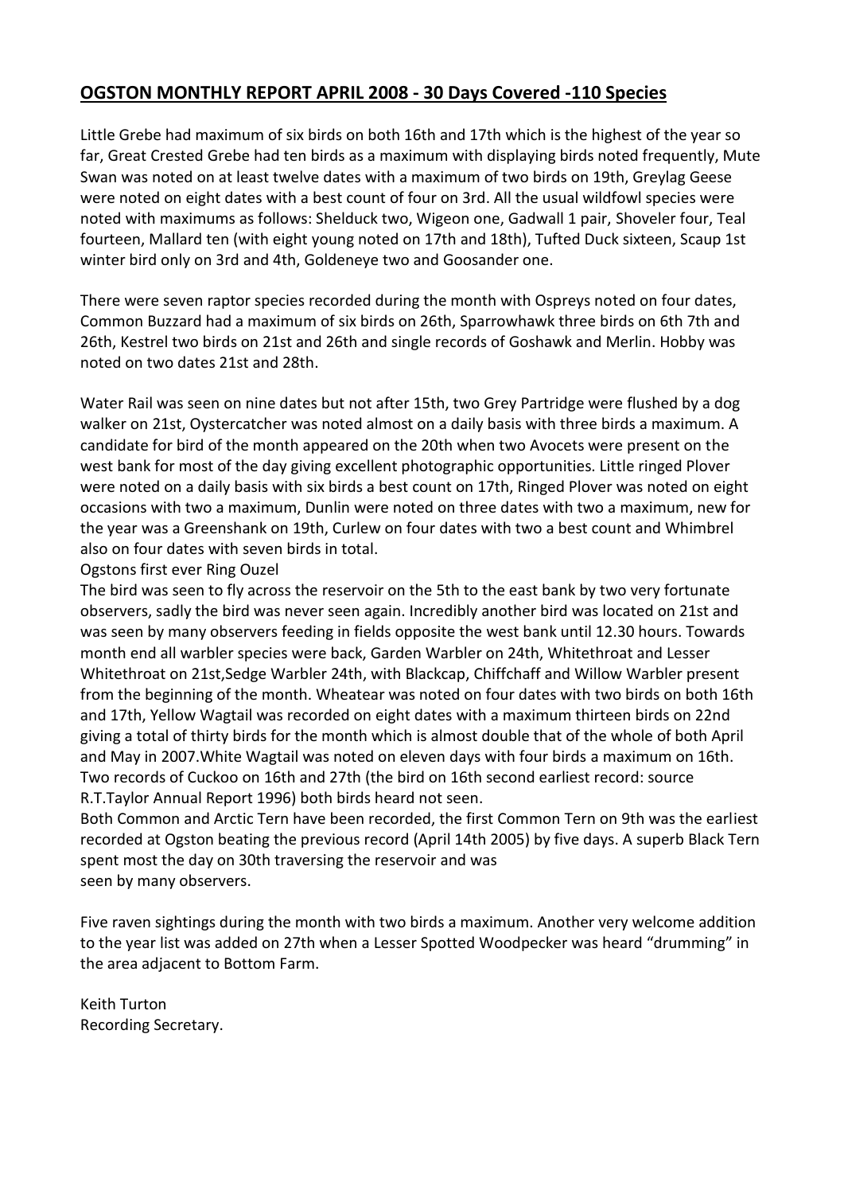## **OGSTON MONTHLY REPORT APRIL 2008 - 30 Days Covered -110 Species**

Little Grebe had maximum of six birds on both 16th and 17th which is the highest of the year so far, Great Crested Grebe had ten birds as a maximum with displaying birds noted frequently, Mute Swan was noted on at least twelve dates with a maximum of two birds on 19th, Greylag Geese were noted on eight dates with a best count of four on 3rd. All the usual wildfowl species were noted with maximums as follows: Shelduck two, Wigeon one, Gadwall 1 pair, Shoveler four, Teal fourteen, Mallard ten (with eight young noted on 17th and 18th), Tufted Duck sixteen, Scaup 1st winter bird only on 3rd and 4th, Goldeneye two and Goosander one.

There were seven raptor species recorded during the month with Ospreys noted on four dates, Common Buzzard had a maximum of six birds on 26th, Sparrowhawk three birds on 6th 7th and 26th, Kestrel two birds on 21st and 26th and single records of Goshawk and Merlin. Hobby was noted on two dates 21st and 28th.

Water Rail was seen on nine dates but not after 15th, two Grey Partridge were flushed by a dog walker on 21st, Oystercatcher was noted almost on a daily basis with three birds a maximum. A candidate for bird of the month appeared on the 20th when two Avocets were present on the west bank for most of the day giving excellent photographic opportunities. Little ringed Plover were noted on a daily basis with six birds a best count on 17th, Ringed Plover was noted on eight occasions with two a maximum, Dunlin were noted on three dates with two a maximum, new for the year was a Greenshank on 19th, Curlew on four dates with two a best count and Whimbrel also on four dates with seven birds in total.

Ogstons first ever Ring Ouzel

The bird was seen to fly across the reservoir on the 5th to the east bank by two very fortunate observers, sadly the bird was never seen again. Incredibly another bird was located on 21st and was seen by many observers feeding in fields opposite the west bank until 12.30 hours. Towards month end all warbler species were back, Garden Warbler on 24th, Whitethroat and Lesser Whitethroat on 21st,Sedge Warbler 24th, with Blackcap, Chiffchaff and Willow Warbler present from the beginning of the month. Wheatear was noted on four dates with two birds on both 16th and 17th, Yellow Wagtail was recorded on eight dates with a maximum thirteen birds on 22nd giving a total of thirty birds for the month which is almost double that of the whole of both April and May in 2007.White Wagtail was noted on eleven days with four birds a maximum on 16th. Two records of Cuckoo on 16th and 27th (the bird on 16th second earliest record: source R.T.Taylor Annual Report 1996) both birds heard not seen.

Both Common and Arctic Tern have been recorded, the first Common Tern on 9th was the earliest recorded at Ogston beating the previous record (April 14th 2005) by five days. A superb Black Tern spent most the day on 30th traversing the reservoir and was seen by many observers.

Five raven sightings during the month with two birds a maximum. Another very welcome addition to the year list was added on 27th when a Lesser Spotted Woodpecker was heard "drumming" in the area adjacent to Bottom Farm.

Keith Turton
Recording Secretary.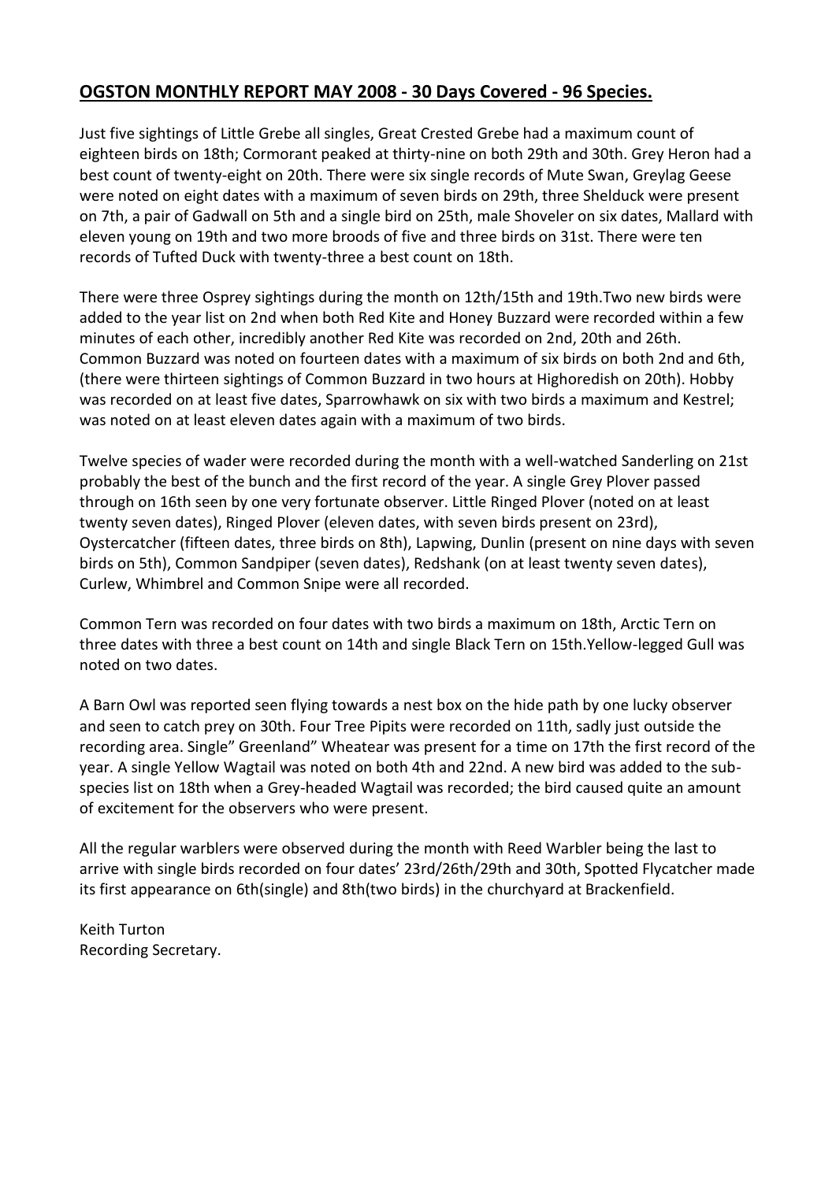## OGSTON MONTHLY REPORT MAY 2008 - 30 Days Covered - 96 Species.

Just five sightings of Little Grebe all singles, Great Crested Grebe had a maximum count of eighteen birds on 18th; Cormorant peaked at thirty-nine on both 29th and 30th. Grey Heron had a best count of twenty-eight on 20th. There were six single records of Mute Swan, Greylag Geese were noted on eight dates with a maximum of seven birds on 29th, three Shelduck were present on 7th, a pair of Gadwall on 5th and a single bird on 25th, male Shoveler on six dates, Mallard with eleven young on 19th and two more broods of five and three birds on 31st. There were ten records of Tufted Duck with twenty-three a best count on 18th.

There were three Osprey sightings during the month on 12th/15th and 19th.Two new birds were added to the year list on 2nd when both Red Kite and Honey Buzzard were recorded within a few minutes of each other, incredibly another Red Kite was recorded on 2nd, 20th and 26th. Common Buzzard was noted on fourteen dates with a maximum of six birds on both 2nd and 6th, (there were thirteen sightings of Common Buzzard in two hours at Highoredish on 20th). Hobby was recorded on at least five dates, Sparrowhawk on six with two birds a maximum and Kestrel; was noted on at least eleven dates again with a maximum of two birds.

Twelve species of wader were recorded during the month with a well-watched Sanderling on 21st probably the best of the bunch and the first record of the year. A single Grey Plover passed through on 16th seen by one very fortunate observer. Little Ringed Plover (noted on at least twenty seven dates), Ringed Plover (eleven dates, with seven birds present on 23rd), Oystercatcher (fifteen dates, three birds on 8th), Lapwing, Dunlin (present on nine days with seven birds on 5th), Common Sandpiper (seven dates), Redshank (on at least twenty seven dates), Curlew, Whimbrel and Common Snipe were all recorded.

Common Tern was recorded on four dates with two birds a maximum on 18th, Arctic Tern on three dates with three a best count on 14th and single Black Tern on 15th.Yellow-legged Gull was noted on two dates.

A Barn Owl was reported seen flying towards a nest box on the hide path by one lucky observer and seen to catch prey on 30th. Four Tree Pipits were recorded on 11th, sadly just outside the recording area. Single" Greenland" Wheatear was present for a time on 17th the first record of the year. A single Yellow Wagtail was noted on both 4th and 22nd. A new bird was added to the sub-species list on 18th when a Grey-headed Wagtail was recorded; the bird caused quite an amount of excitement for the observers who were present.

All the regular warblers were observed during the month with Reed Warbler being the last to arrive with single birds recorded on four dates' 23rd/26th/29th and 30th, Spotted Flycatcher made its first appearance on 6th(single) and 8th(two birds) in the churchyard at Brackenfield.

Keith Turton
Recording Secretary.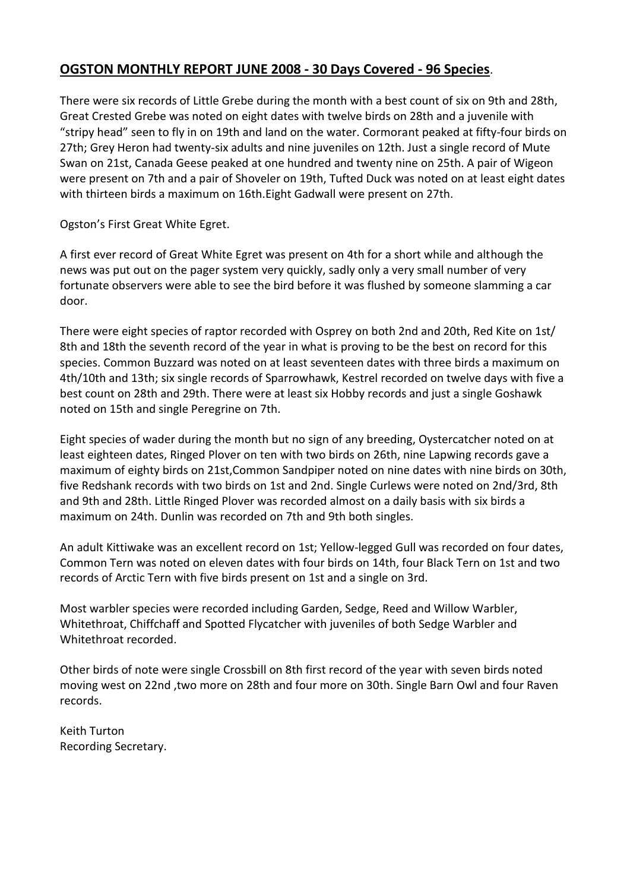## OGSTON MONTHLY REPORT JUNE 2008 - 30 Days Covered - 96 Species.

There were six records of Little Grebe during the month with a best count of six on 9th and 28th, Great Crested Grebe was noted on eight dates with twelve birds on 28th and a juvenile with "stripy head" seen to fly in on 19th and land on the water. Cormorant peaked at fifty-four birds on 27th; Grey Heron had twenty-six adults and nine juveniles on 12th. Just a single record of Mute Swan on 21st, Canada Geese peaked at one hundred and twenty nine on 25th. A pair of Wigeon were present on 7th and a pair of Shoveler on 19th, Tufted Duck was noted on at least eight dates with thirteen birds a maximum on 16th.Eight Gadwall were present on 27th.

Ogston's First Great White Egret.

A first ever record of Great White Egret was present on 4th for a short while and although the news was put out on the pager system very quickly, sadly only a very small number of very fortunate observers were able to see the bird before it was flushed by someone slamming a car door.

There were eight species of raptor recorded with Osprey on both 2nd and 20th, Red Kite on 1st/ 8th and 18th the seventh record of the year in what is proving to be the best on record for this species. Common Buzzard was noted on at least seventeen dates with three birds a maximum on 4th/10th and 13th; six single records of Sparrowhawk, Kestrel recorded on twelve days with five a best count on 28th and 29th. There were at least six Hobby records and just a single Goshawk noted on 15th and single Peregrine on 7th.

Eight species of wader during the month but no sign of any breeding, Oystercatcher noted on at least eighteen dates, Ringed Plover on ten with two birds on 26th, nine Lapwing records gave a maximum of eighty birds on 21st,Common Sandpiper noted on nine dates with nine birds on 30th, five Redshank records with two birds on 1st and 2nd. Single Curlews were noted on 2nd/3rd, 8th and 9th and 28th. Little Ringed Plover was recorded almost on a daily basis with six birds a maximum on 24th. Dunlin was recorded on 7th and 9th both singles.

An adult Kittiwake was an excellent record on 1st; Yellow-legged Gull was recorded on four dates, Common Tern was noted on eleven dates with four birds on 14th, four Black Tern on 1st and two records of Arctic Tern with five birds present on 1st and a single on 3rd.

Most warbler species were recorded including Garden, Sedge, Reed and Willow Warbler, Whitethroat, Chiffchaff and Spotted Flycatcher with juveniles of both Sedge Warbler and Whitethroat recorded.

Other birds of note were single Crossbill on 8th first record of the year with seven birds noted moving west on 22nd ,two more on 28th and four more on 30th. Single Barn Owl and four Raven records.

Keith Turton
Recording Secretary.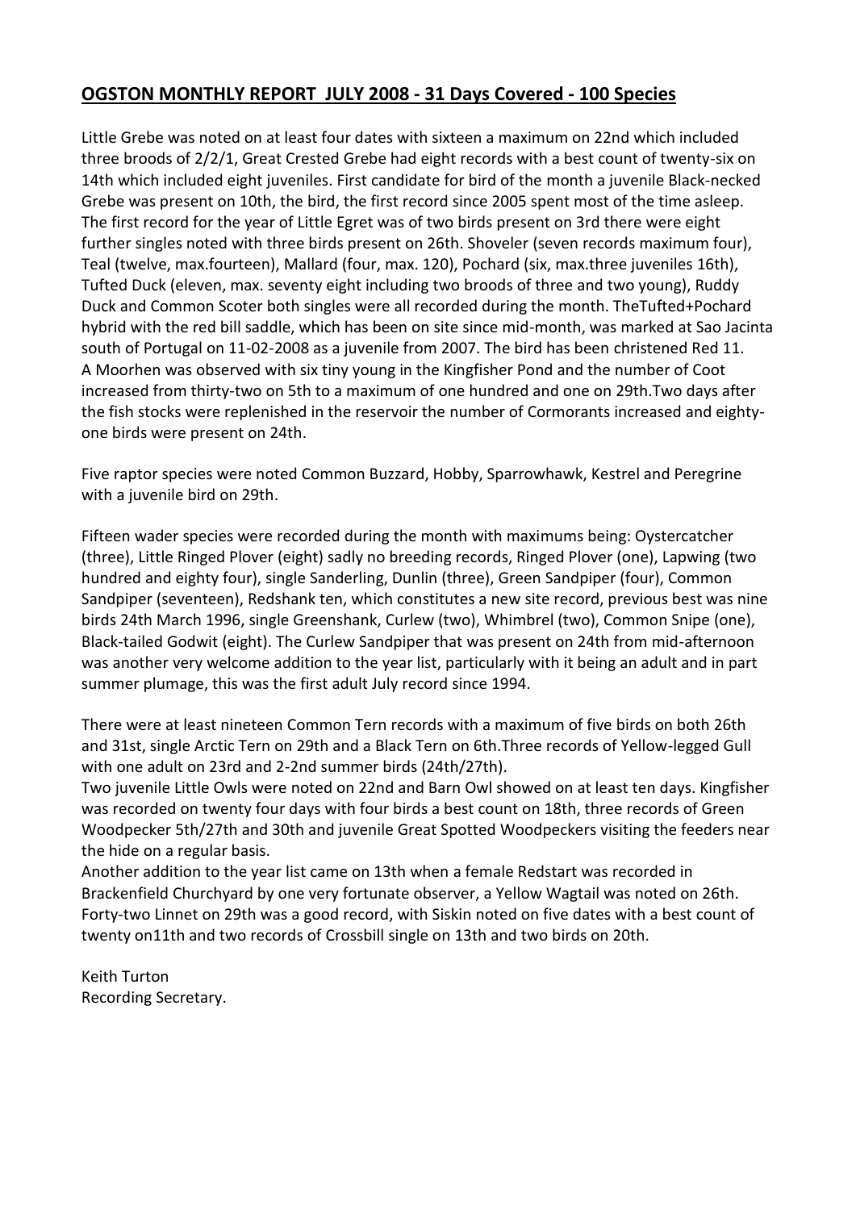## OGSTON MONTHLY REPORT JULY 2008 - 31 Days Covered - 100 Species

Little Grebe was noted on at least four dates with sixteen a maximum on 22nd which included three broods of 2/2/1, Great Crested Grebe had eight records with a best count of twenty-six on 14th which included eight juveniles. First candidate for bird of the month a juvenile Black-necked Grebe was present on 10th, the bird, the first record since 2005 spent most of the time asleep. The first record for the year of Little Egret was of two birds present on 3rd there were eight further singles noted with three birds present on 26th. Shoveler (seven records maximum four), Teal (twelve, max.fourteen), Mallard (four, max. 120), Pochard (six, max.three juveniles 16th), Tufted Duck (eleven, max. seventy eight including two broods of three and two young), Ruddy Duck and Common Scoter both singles were all recorded during the month. TheTufted+Pochard hybrid with the red bill saddle, which has been on site since mid-month, was marked at Sao Jacinta south of Portugal on 11-02-2008 as a juvenile from 2007. The bird has been christened Red 11. A Moorhen was observed with six tiny young in the Kingfisher Pond and the number of Coot increased from thirty-two on 5th to a maximum of one hundred and one on 29th.Two days after the fish stocks were replenished in the reservoir the number of Cormorants increased and eighty-one birds were present on 24th.

Five raptor species were noted Common Buzzard, Hobby, Sparrowhawk, Kestrel and Peregrine with a juvenile bird on 29th.

Fifteen wader species were recorded during the month with maximums being: Oystercatcher (three), Little Ringed Plover (eight) sadly no breeding records, Ringed Plover (one), Lapwing (two hundred and eighty four), single Sanderling, Dunlin (three), Green Sandpiper (four), Common Sandpiper (seventeen), Redshank ten, which constitutes a new site record, previous best was nine birds 24th March 1996, single Greenshank, Curlew (two), Whimbrel (two), Common Snipe (one), Black-tailed Godwit (eight). The Curlew Sandpiper that was present on 24th from mid-afternoon was another very welcome addition to the year list, particularly with it being an adult and in part summer plumage, this was the first adult July record since 1994.

There were at least nineteen Common Tern records with a maximum of five birds on both 26th and 31st, single Arctic Tern on 29th and a Black Tern on 6th.Three records of Yellow-legged Gull with one adult on 23rd and 2-2nd summer birds (24th/27th).
Two juvenile Little Owls were noted on 22nd and Barn Owl showed on at least ten days. Kingfisher was recorded on twenty four days with four birds a best count on 18th, three records of Green Woodpecker 5th/27th and 30th and juvenile Great Spotted Woodpeckers visiting the feeders near the hide on a regular basis.
Another addition to the year list came on 13th when a female Redstart was recorded in Brackenfield Churchyard by one very fortunate observer, a Yellow Wagtail was noted on 26th. Forty-two Linnet on 29th was a good record, with Siskin noted on five dates with a best count of twenty on11th and two records of Crossbill single on 13th and two birds on 20th.

Keith Turton
Recording Secretary.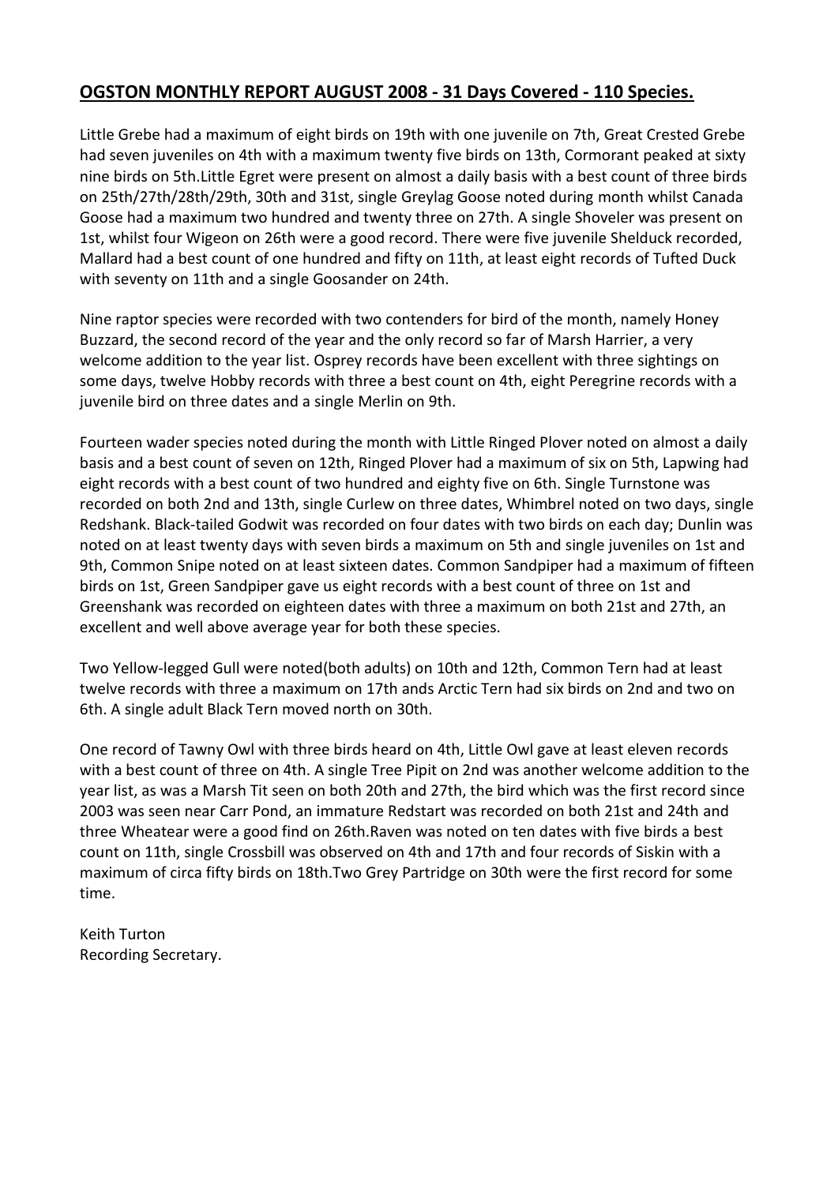## OGSTON MONTHLY REPORT AUGUST 2008 - 31 Days Covered - 110 Species.

Little Grebe had a maximum of eight birds on 19th with one juvenile on 7th, Great Crested Grebe had seven juveniles on 4th with a maximum twenty five birds on 13th, Cormorant peaked at sixty nine birds on 5th.Little Egret were present on almost a daily basis with a best count of three birds on 25th/27th/28th/29th, 30th and 31st, single Greylag Goose noted during month whilst Canada Goose had a maximum two hundred and twenty three on 27th. A single Shoveler was present on 1st, whilst four Wigeon on 26th were a good record. There were five juvenile Shelduck recorded, Mallard had a best count of one hundred and fifty on 11th, at least eight records of Tufted Duck with seventy on 11th and a single Goosander on 24th.

Nine raptor species were recorded with two contenders for bird of the month, namely Honey Buzzard, the second record of the year and the only record so far of Marsh Harrier, a very welcome addition to the year list. Osprey records have been excellent with three sightings on some days, twelve Hobby records with three a best count on 4th, eight Peregrine records with a juvenile bird on three dates and a single Merlin on 9th.

Fourteen wader species noted during the month with Little Ringed Plover noted on almost a daily basis and a best count of seven on 12th, Ringed Plover had a maximum of six on 5th, Lapwing had eight records with a best count of two hundred and eighty five on 6th. Single Turnstone was recorded on both 2nd and 13th, single Curlew on three dates, Whimbrel noted on two days, single Redshank. Black-tailed Godwit was recorded on four dates with two birds on each day; Dunlin was noted on at least twenty days with seven birds a maximum on 5th and single juveniles on 1st and 9th, Common Snipe noted on at least sixteen dates. Common Sandpiper had a maximum of fifteen birds on 1st, Green Sandpiper gave us eight records with a best count of three on 1st and Greenshank was recorded on eighteen dates with three a maximum on both 21st and 27th, an excellent and well above average year for both these species.

Two Yellow-legged Gull were noted(both adults) on 10th and 12th, Common Tern had at least twelve records with three a maximum on 17th ands Arctic Tern had six birds on 2nd and two on 6th. A single adult Black Tern moved north on 30th.

One record of Tawny Owl with three birds heard on 4th, Little Owl gave at least eleven records with a best count of three on 4th. A single Tree Pipit on 2nd was another welcome addition to the year list, as was a Marsh Tit seen on both 20th and 27th, the bird which was the first record since 2003 was seen near Carr Pond, an immature Redstart was recorded on both 21st and 24th and three Wheatear were a good find on 26th.Raven was noted on ten dates with five birds a best count on 11th, single Crossbill was observed on 4th and 17th and four records of Siskin with a maximum of circa fifty birds on 18th.Two Grey Partridge on 30th were the first record for some time.

Keith Turton
Recording Secretary.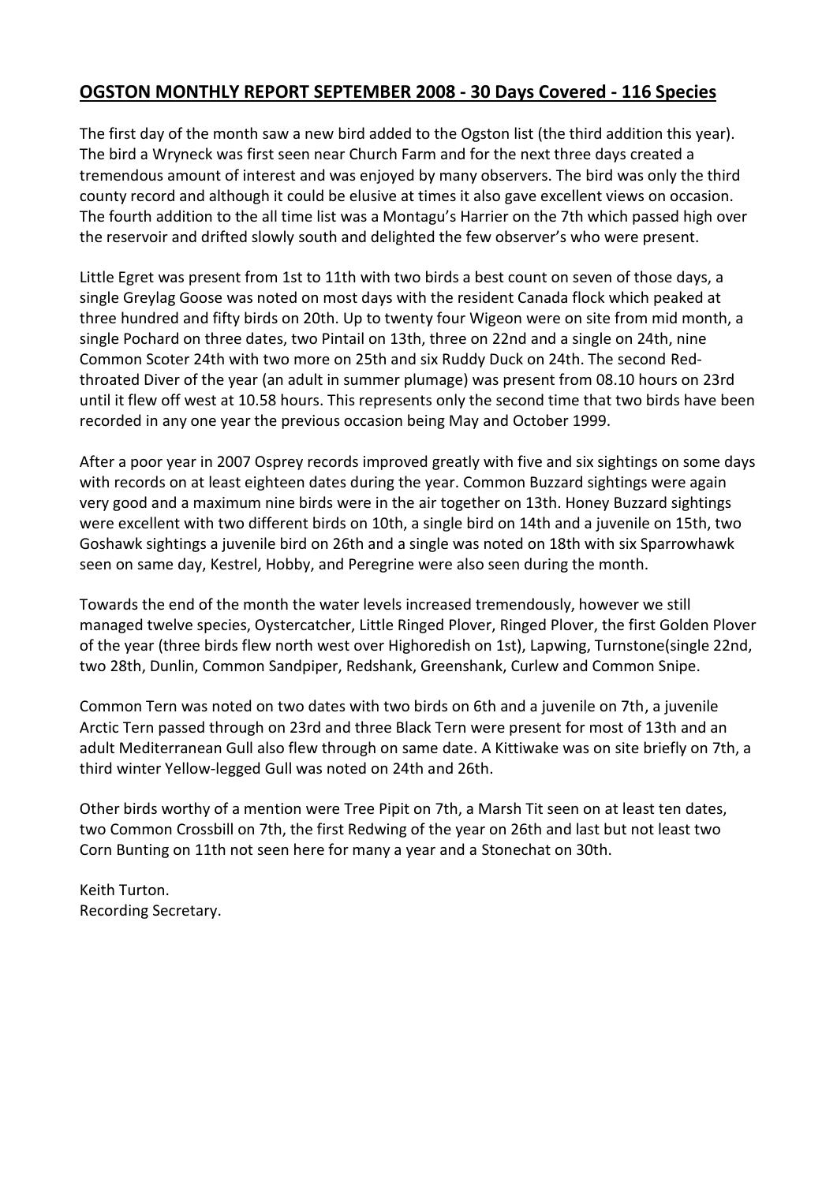## OGSTON MONTHLY REPORT SEPTEMBER 2008 - 30 Days Covered - 116 Species

The first day of the month saw a new bird added to the Ogston list (the third addition this year). The bird a Wryneck was first seen near Church Farm and for the next three days created a tremendous amount of interest and was enjoyed by many observers. The bird was only the third county record and although it could be elusive at times it also gave excellent views on occasion. The fourth addition to the all time list was a Montagu's Harrier on the 7th which passed high over the reservoir and drifted slowly south and delighted the few observer's who were present.

Little Egret was present from 1st to 11th with two birds a best count on seven of those days, a single Greylag Goose was noted on most days with the resident Canada flock which peaked at three hundred and fifty birds on 20th. Up to twenty four Wigeon were on site from mid month, a single Pochard on three dates, two Pintail on 13th, three on 22nd and a single on 24th, nine Common Scoter 24th with two more on 25th and six Ruddy Duck on 24th. The second Red-throated Diver of the year (an adult in summer plumage) was present from 08.10 hours on 23rd until it flew off west at 10.58 hours. This represents only the second time that two birds have been recorded in any one year the previous occasion being May and October 1999.

After a poor year in 2007 Osprey records improved greatly with five and six sightings on some days with records on at least eighteen dates during the year. Common Buzzard sightings were again very good and a maximum nine birds were in the air together on 13th. Honey Buzzard sightings were excellent with two different birds on 10th, a single bird on 14th and a juvenile on 15th, two Goshawk sightings a juvenile bird on 26th and a single was noted on 18th with six Sparrowhawk seen on same day, Kestrel, Hobby, and Peregrine were also seen during the month.

Towards the end of the month the water levels increased tremendously, however we still managed twelve species, Oystercatcher, Little Ringed Plover, Ringed Plover, the first Golden Plover of the year (three birds flew north west over Highoredish on 1st), Lapwing, Turnstone(single 22nd, two 28th, Dunlin, Common Sandpiper, Redshank, Greenshank, Curlew and Common Snipe.

Common Tern was noted on two dates with two birds on 6th and a juvenile on 7th, a juvenile Arctic Tern passed through on 23rd and three Black Tern were present for most of 13th and an adult Mediterranean Gull also flew through on same date. A Kittiwake was on site briefly on 7th, a third winter Yellow-legged Gull was noted on 24th and 26th.

Other birds worthy of a mention were Tree Pipit on 7th, a Marsh Tit seen on at least ten dates, two Common Crossbill on 7th, the first Redwing of the year on 26th and last but not least two Corn Bunting on 11th not seen here for many a year and a Stonechat on 30th.

Keith Turton.
Recording Secretary.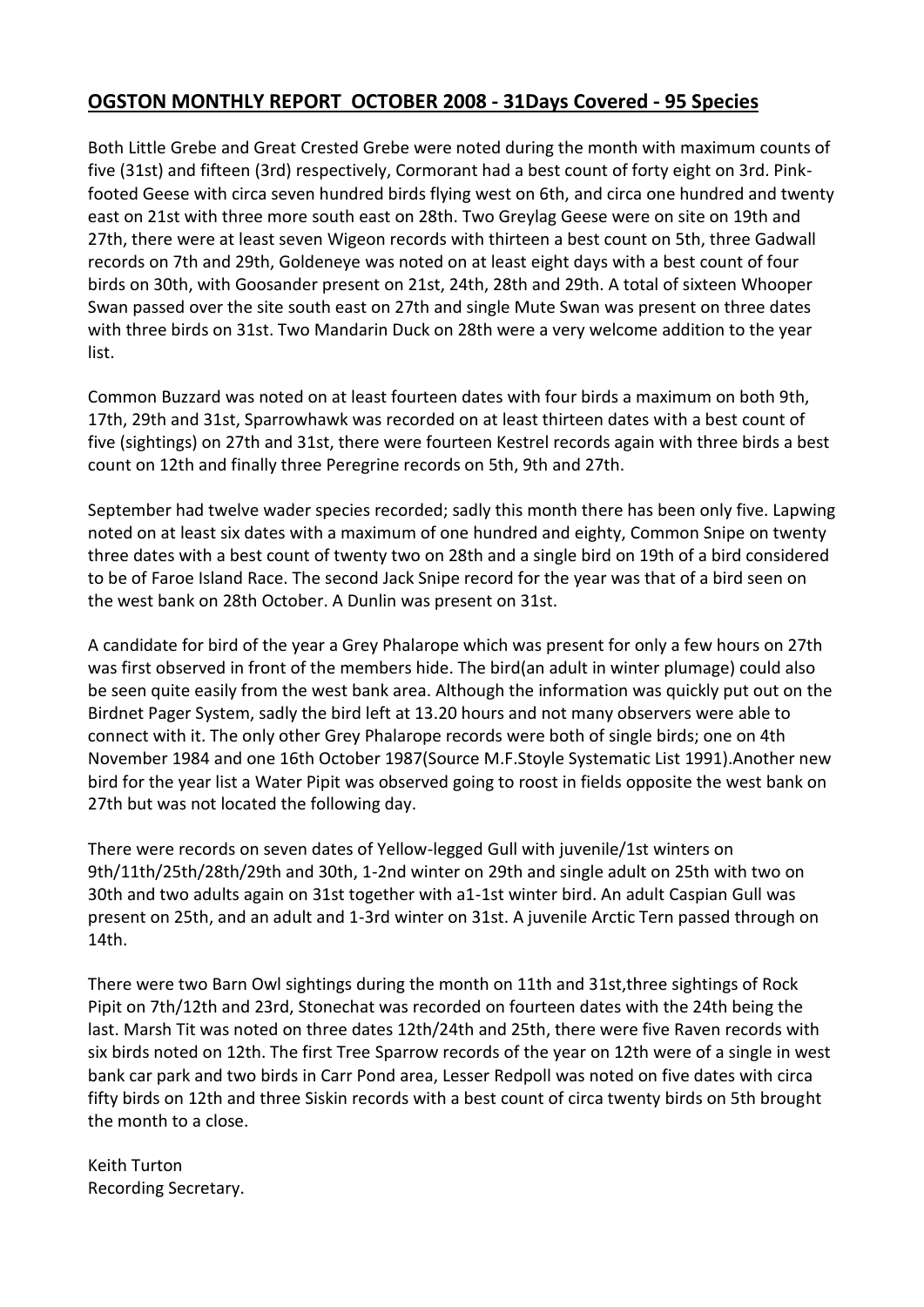## OGSTON MONTHLY REPORT OCTOBER 2008 - 31Days Covered - 95 Species

Both Little Grebe and Great Crested Grebe were noted during the month with maximum counts of five (31st) and fifteen (3rd) respectively, Cormorant had a best count of forty eight on 3rd. Pink-footed Geese with circa seven hundred birds flying west on 6th, and circa one hundred and twenty east on 21st with three more south east on 28th. Two Greylag Geese were on site on 19th and 27th, there were at least seven Wigeon records with thirteen a best count on 5th, three Gadwall records on 7th and 29th, Goldeneye was noted on at least eight days with a best count of four birds on 30th, with Goosander present on 21st, 24th, 28th and 29th. A total of sixteen Whooper Swan passed over the site south east on 27th and single Mute Swan was present on three dates with three birds on 31st. Two Mandarin Duck on 28th were a very welcome addition to the year list.

Common Buzzard was noted on at least fourteen dates with four birds a maximum on both 9th, 17th, 29th and 31st, Sparrowhawk was recorded on at least thirteen dates with a best count of five (sightings) on 27th and 31st, there were fourteen Kestrel records again with three birds a best count on 12th and finally three Peregrine records on 5th, 9th and 27th.

September had twelve wader species recorded; sadly this month there has been only five. Lapwing noted on at least six dates with a maximum of one hundred and eighty, Common Snipe on twenty three dates with a best count of twenty two on 28th and a single bird on 19th of a bird considered to be of Faroe Island Race. The second Jack Snipe record for the year was that of a bird seen on the west bank on 28th October. A Dunlin was present on 31st.

A candidate for bird of the year a Grey Phalarope which was present for only a few hours on 27th was first observed in front of the members hide. The bird(an adult in winter plumage) could also be seen quite easily from the west bank area. Although the information was quickly put out on the Birdnet Pager System, sadly the bird left at 13.20 hours and not many observers were able to connect with it. The only other Grey Phalarope records were both of single birds; one on 4th November 1984 and one 16th October 1987(Source M.F.Stoyle Systematic List 1991).Another new bird for the year list a Water Pipit was observed going to roost in fields opposite the west bank on 27th but was not located the following day.

There were records on seven dates of Yellow-legged Gull with juvenile/1st winters on 9th/11th/25th/28th/29th and 30th, 1-2nd winter on 29th and single adult on 25th with two on 30th and two adults again on 31st together with a1-1st winter bird. An adult Caspian Gull was present on 25th, and an adult and 1-3rd winter on 31st. A juvenile Arctic Tern passed through on 14th.

There were two Barn Owl sightings during the month on 11th and 31st,three sightings of Rock Pipit on 7th/12th and 23rd, Stonechat was recorded on fourteen dates with the 24th being the last. Marsh Tit was noted on three dates 12th/24th and 25th, there were five Raven records with six birds noted on 12th. The first Tree Sparrow records of the year on 12th were of a single in west bank car park and two birds in Carr Pond area, Lesser Redpoll was noted on five dates with circa fifty birds on 12th and three Siskin records with a best count of circa twenty birds on 5th brought the month to a close.

Keith Turton
Recording Secretary.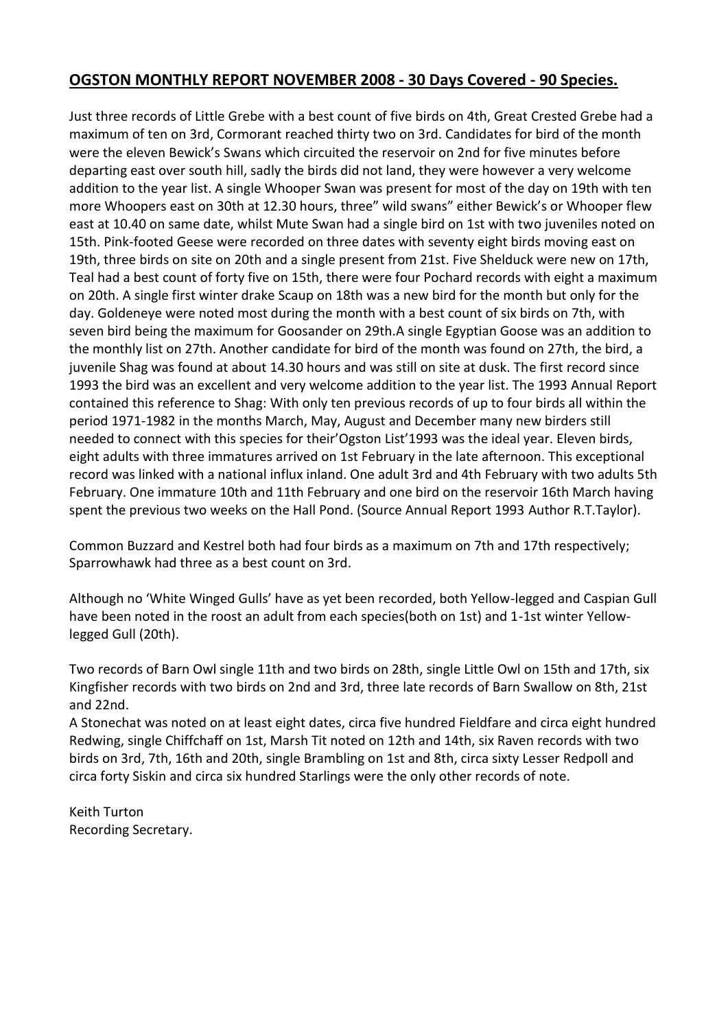## OGSTON MONTHLY REPORT NOVEMBER 2008 - 30 Days Covered - 90 Species.

Just three records of Little Grebe with a best count of five birds on 4th, Great Crested Grebe had a maximum of ten on 3rd, Cormorant reached thirty two on 3rd. Candidates for bird of the month were the eleven Bewick's Swans which circuited the reservoir on 2nd for five minutes before departing east over south hill, sadly the birds did not land, they were however a very welcome addition to the year list. A single Whooper Swan was present for most of the day on 19th with ten more Whoopers east on 30th at 12.30 hours, three" wild swans" either Bewick's or Whooper flew east at 10.40 on same date, whilst Mute Swan had a single bird on 1st with two juveniles noted on 15th. Pink-footed Geese were recorded on three dates with seventy eight birds moving east on 19th, three birds on site on 20th and a single present from 21st. Five Shelduck were new on 17th, Teal had a best count of forty five on 15th, there were four Pochard records with eight a maximum on 20th. A single first winter drake Scaup on 18th was a new bird for the month but only for the day. Goldeneye were noted most during the month with a best count of six birds on 7th, with seven bird being the maximum for Goosander on 29th.A single Egyptian Goose was an addition to the monthly list on 27th. Another candidate for bird of the month was found on 27th, the bird, a juvenile Shag was found at about 14.30 hours and was still on site at dusk. The first record since 1993 the bird was an excellent and very welcome addition to the year list. The 1993 Annual Report contained this reference to Shag: With only ten previous records of up to four birds all within the period 1971-1982 in the months March, May, August and December many new birders still needed to connect with this species for their'Ogston List'1993 was the ideal year. Eleven birds, eight adults with three immatures arrived on 1st February in the late afternoon. This exceptional record was linked with a national influx inland. One adult 3rd and 4th February with two adults 5th February. One immature 10th and 11th February and one bird on the reservoir 16th March having spent the previous two weeks on the Hall Pond. (Source Annual Report 1993 Author R.T.Taylor).

Common Buzzard and Kestrel both had four birds as a maximum on 7th and 17th respectively; Sparrowhawk had three as a best count on 3rd.

Although no 'White Winged Gulls' have as yet been recorded, both Yellow-legged and Caspian Gull have been noted in the roost an adult from each species(both on 1st) and 1-1st winter Yellow-legged Gull (20th).

Two records of Barn Owl single 11th and two birds on 28th, single Little Owl on 15th and 17th, six Kingfisher records with two birds on 2nd and 3rd, three late records of Barn Swallow on 8th, 21st and 22nd.

A Stonechat was noted on at least eight dates, circa five hundred Fieldfare and circa eight hundred Redwing, single Chiffchaff on 1st, Marsh Tit noted on 12th and 14th, six Raven records with two birds on 3rd, 7th, 16th and 20th, single Brambling on 1st and 8th, circa sixty Lesser Redpoll and circa forty Siskin and circa six hundred Starlings were the only other records of note.

Keith Turton
Recording Secretary.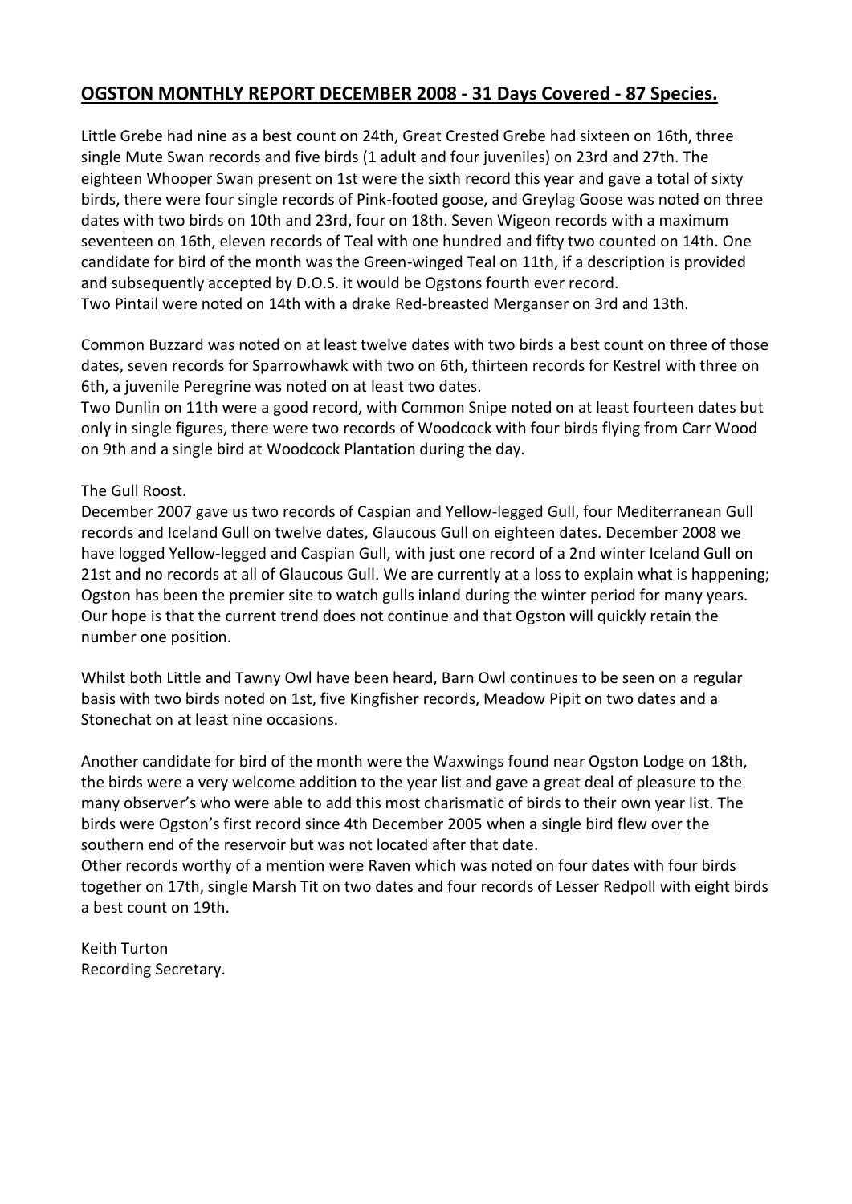## **OGSTON MONTHLY REPORT DECEMBER 2008 - 31 Days Covered - 87 Species.**

Little Grebe had nine as a best count on 24th, Great Crested Grebe had sixteen on 16th, three single Mute Swan records and five birds (1 adult and four juveniles) on 23rd and 27th. The eighteen Whooper Swan present on 1st were the sixth record this year and gave a total of sixty birds, there were four single records of Pink-footed goose, and Greylag Goose was noted on three dates with two birds on 10th and 23rd, four on 18th. Seven Wigeon records with a maximum seventeen on 16th, eleven records of Teal with one hundred and fifty two counted on 14th. One candidate for bird of the month was the Green-winged Teal on 11th, if a description is provided and subsequently accepted by D.O.S. it would be Ogstons fourth ever record.
Two Pintail were noted on 14th with a drake Red-breasted Merganser on 3rd and 13th.

Common Buzzard was noted on at least twelve dates with two birds a best count on three of those dates, seven records for Sparrowhawk with two on 6th, thirteen records for Kestrel with three on 6th, a juvenile Peregrine was noted on at least two dates.
Two Dunlin on 11th were a good record, with Common Snipe noted on at least fourteen dates but only in single figures, there were two records of Woodcock with four birds flying from Carr Wood on 9th and a single bird at Woodcock Plantation during the day.

The Gull Roost.
December 2007 gave us two records of Caspian and Yellow-legged Gull, four Mediterranean Gull records and Iceland Gull on twelve dates, Glaucous Gull on eighteen dates. December 2008 we have logged Yellow-legged and Caspian Gull, with just one record of a 2nd winter Iceland Gull on 21st and no records at all of Glaucous Gull. We are currently at a loss to explain what is happening; Ogston has been the premier site to watch gulls inland during the winter period for many years. Our hope is that the current trend does not continue and that Ogston will quickly retain the number one position.

Whilst both Little and Tawny Owl have been heard, Barn Owl continues to be seen on a regular basis with two birds noted on 1st, five Kingfisher records, Meadow Pipit on two dates and a Stonechat on at least nine occasions.

Another candidate for bird of the month were the Waxwings found near Ogston Lodge on 18th, the birds were a very welcome addition to the year list and gave a great deal of pleasure to the many observer's who were able to add this most charismatic of birds to their own year list. The birds were Ogston's first record since 4th December 2005 when a single bird flew over the southern end of the reservoir but was not located after that date.
Other records worthy of a mention were Raven which was noted on four dates with four birds together on 17th, single Marsh Tit on two dates and four records of Lesser Redpoll with eight birds a best count on 19th.

Keith Turton
Recording Secretary.